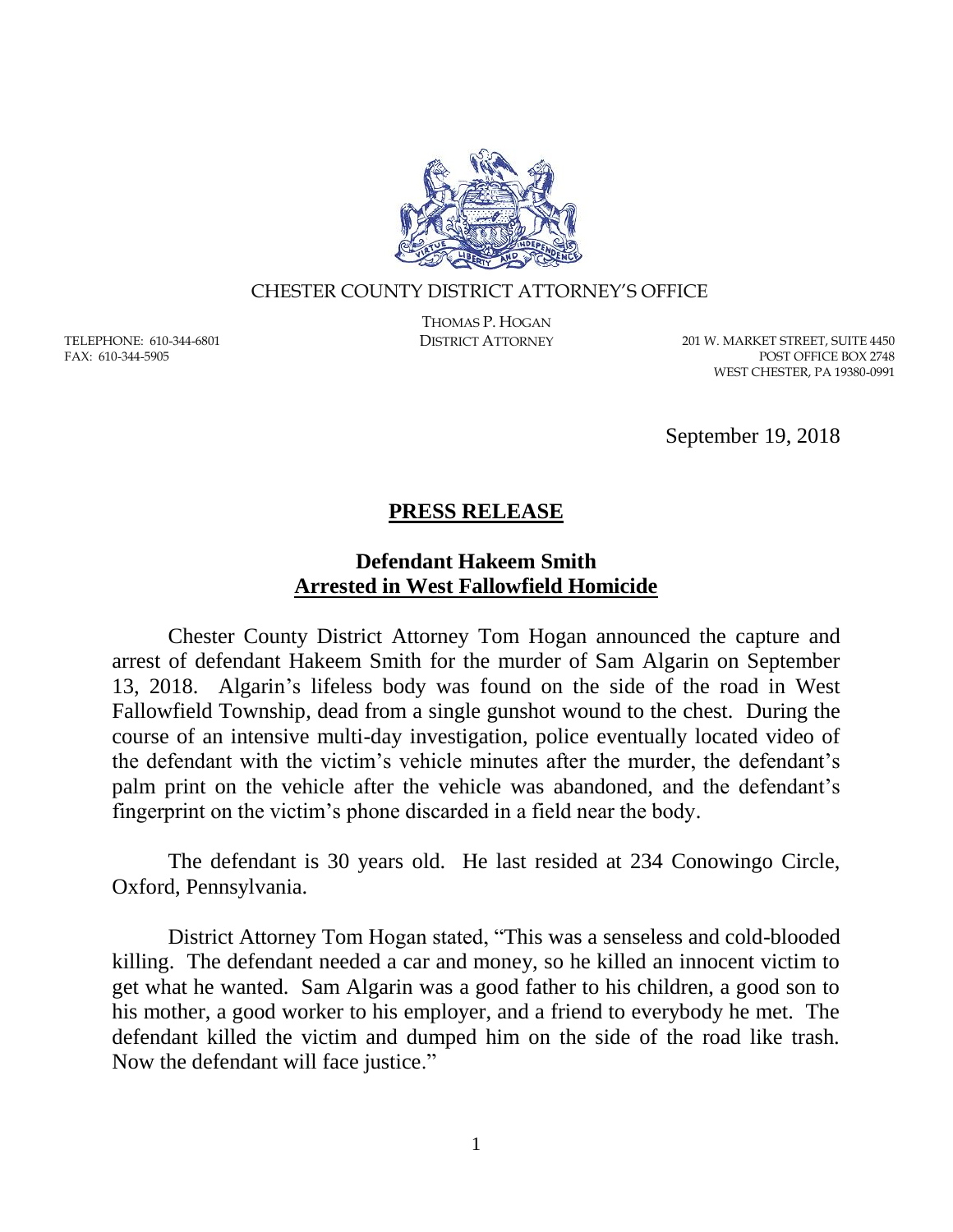CHESTER COUNTY DISTRICT ATTORNEY'S OFFICE

THOMAS P. HOGAN
DISTRICT ATTORNEY

TELEPHONE: 610-344-6801
FAX: 610-344-5905

201 W. MARKET STREET, SUITE 4450
POST OFFICE BOX 2748
WEST CHESTER, PA 19380-0991

September 19, 2018

# PRESS RELEASE

## Defendant Hakeem Smith
## Arrested in West Fallowfield Homicide

Chester County District Attorney Tom Hogan announced the capture and arrest of defendant Hakeem Smith for the murder of Sam Algarin on September 13, 2018. Algarin's lifeless body was found on the side of the road in West Fallowfield Township, dead from a single gunshot wound to the chest. During the course of an intensive multi-day investigation, police eventually located video of the defendant with the victim's vehicle minutes after the murder, the defendant's palm print on the vehicle after the vehicle was abandoned, and the defendant's fingerprint on the victim's phone discarded in a field near the body.

The defendant is 30 years old. He last resided at 234 Conowingo Circle, Oxford, Pennsylvania.

District Attorney Tom Hogan stated, "This was a senseless and cold-blooded killing. The defendant needed a car and money, so he killed an innocent victim to get what he wanted. Sam Algarin was a good father to his children, a good son to his mother, a good worker to his employer, and a friend to everybody he met. The defendant killed the victim and dumped him on the side of the road like trash. Now the defendant will face justice."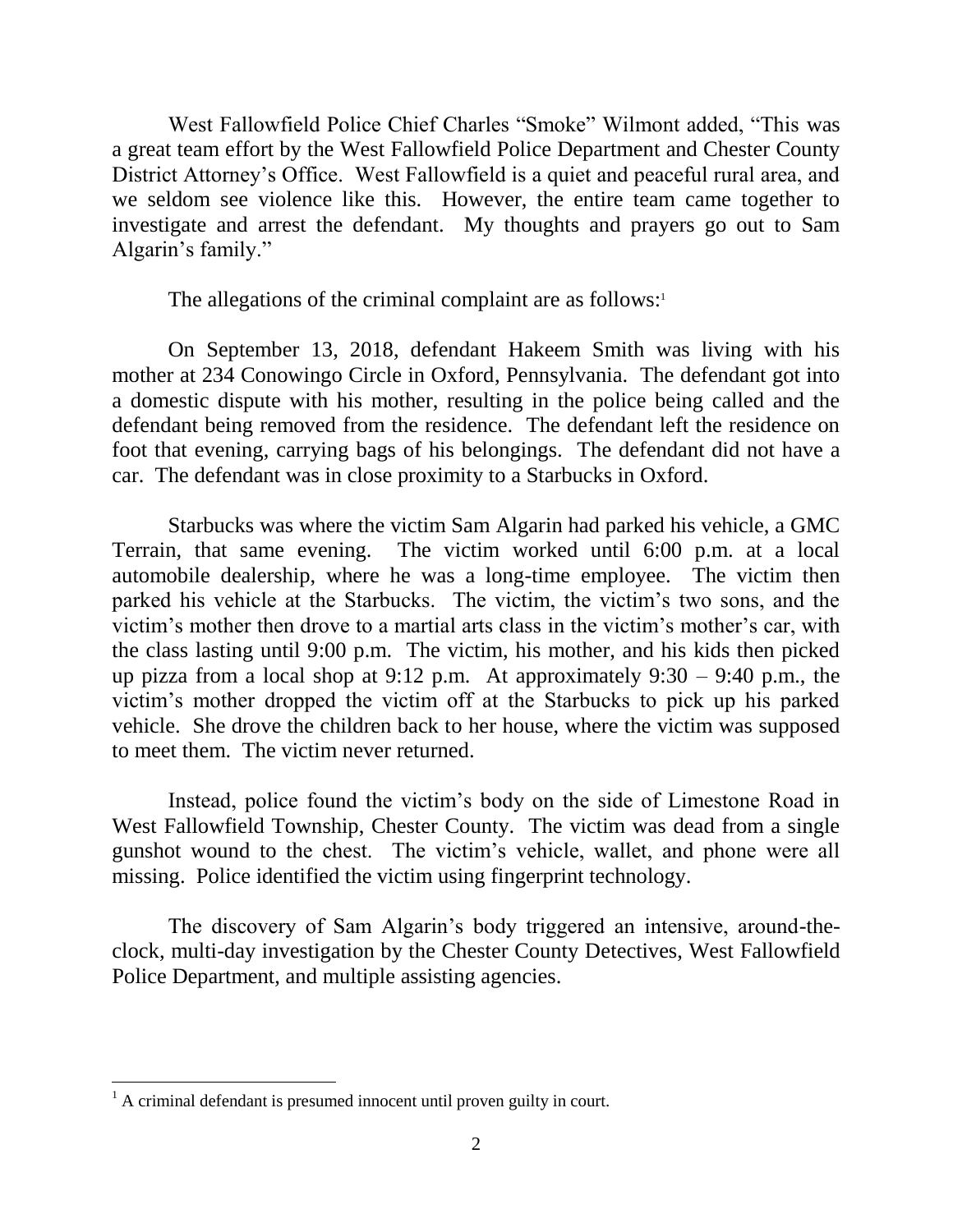West Fallowfield Police Chief Charles "Smoke" Wilmont added, "This was a great team effort by the West Fallowfield Police Department and Chester County District Attorney's Office. West Fallowfield is a quiet and peaceful rural area, and we seldom see violence like this. However, the entire team came together to investigate and arrest the defendant. My thoughts and prayers go out to Sam Algarin's family."

The allegations of the criminal complaint are as follows:[1]

On September 13, 2018, defendant Hakeem Smith was living with his mother at 234 Conowingo Circle in Oxford, Pennsylvania. The defendant got into a domestic dispute with his mother, resulting in the police being called and the defendant being removed from the residence. The defendant left the residence on foot that evening, carrying bags of his belongings. The defendant did not have a car. The defendant was in close proximity to a Starbucks in Oxford.

Starbucks was where the victim Sam Algarin had parked his vehicle, a GMC Terrain, that same evening. The victim worked until 6:00 p.m. at a local automobile dealership, where he was a long-time employee. The victim then parked his vehicle at the Starbucks. The victim, the victim's two sons, and the victim's mother then drove to a martial arts class in the victim's mother's car, with the class lasting until 9:00 p.m. The victim, his mother, and his kids then picked up pizza from a local shop at 9:12 p.m. At approximately 9:30 – 9:40 p.m., the victim's mother dropped the victim off at the Starbucks to pick up his parked vehicle. She drove the children back to her house, where the victim was supposed to meet them. The victim never returned.

Instead, police found the victim's body on the side of Limestone Road in West Fallowfield Township, Chester County. The victim was dead from a single gunshot wound to the chest. The victim's vehicle, wallet, and phone were all missing. Police identified the victim using fingerprint technology.

The discovery of Sam Algarin's body triggered an intensive, around-the-clock, multi-day investigation by the Chester County Detectives, West Fallowfield Police Department, and multiple assisting agencies.

---

[1] A criminal defendant is presumed innocent until proven guilty in court.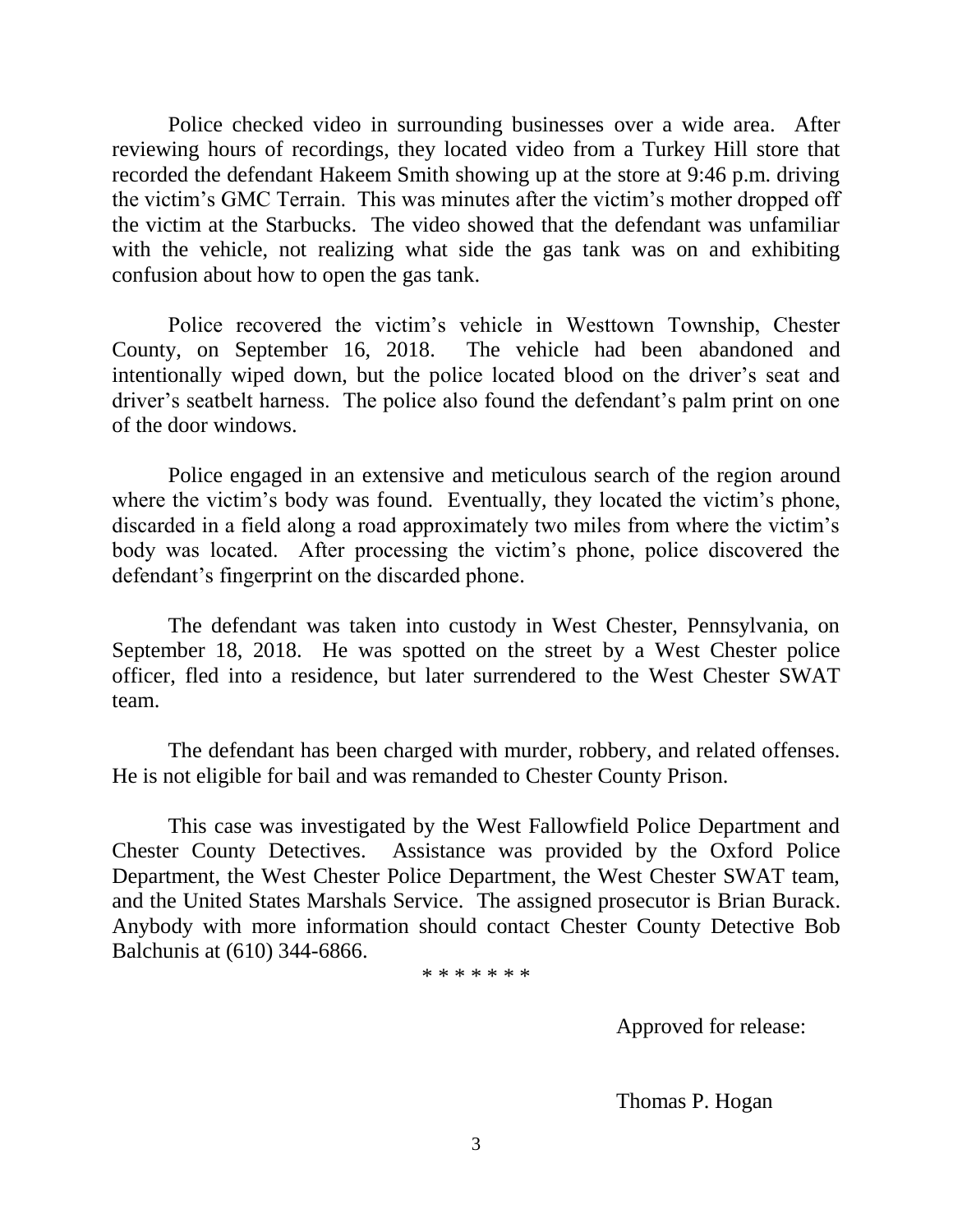Police checked video in surrounding businesses over a wide area. After reviewing hours of recordings, they located video from a Turkey Hill store that recorded the defendant Hakeem Smith showing up at the store at 9:46 p.m. driving the victim's GMC Terrain. This was minutes after the victim's mother dropped off the victim at the Starbucks. The video showed that the defendant was unfamiliar with the vehicle, not realizing what side the gas tank was on and exhibiting confusion about how to open the gas tank.

Police recovered the victim's vehicle in Westtown Township, Chester County, on September 16, 2018. The vehicle had been abandoned and intentionally wiped down, but the police located blood on the driver's seat and driver's seatbelt harness. The police also found the defendant's palm print on one of the door windows.

Police engaged in an extensive and meticulous search of the region around where the victim's body was found. Eventually, they located the victim's phone, discarded in a field along a road approximately two miles from where the victim's body was located. After processing the victim's phone, police discovered the defendant's fingerprint on the discarded phone.

The defendant was taken into custody in West Chester, Pennsylvania, on September 18, 2018. He was spotted on the street by a West Chester police officer, fled into a residence, but later surrendered to the West Chester SWAT team.

The defendant has been charged with murder, robbery, and related offenses. He is not eligible for bail and was remanded to Chester County Prison.

This case was investigated by the West Fallowfield Police Department and Chester County Detectives. Assistance was provided by the Oxford Police Department, the West Chester Police Department, the West Chester SWAT team, and the United States Marshals Service. The assigned prosecutor is Brian Burack. Anybody with more information should contact Chester County Detective Bob Balchunis at (610) 344-6866.

* * * * * * *

Approved for release:

Thomas P. Hogan